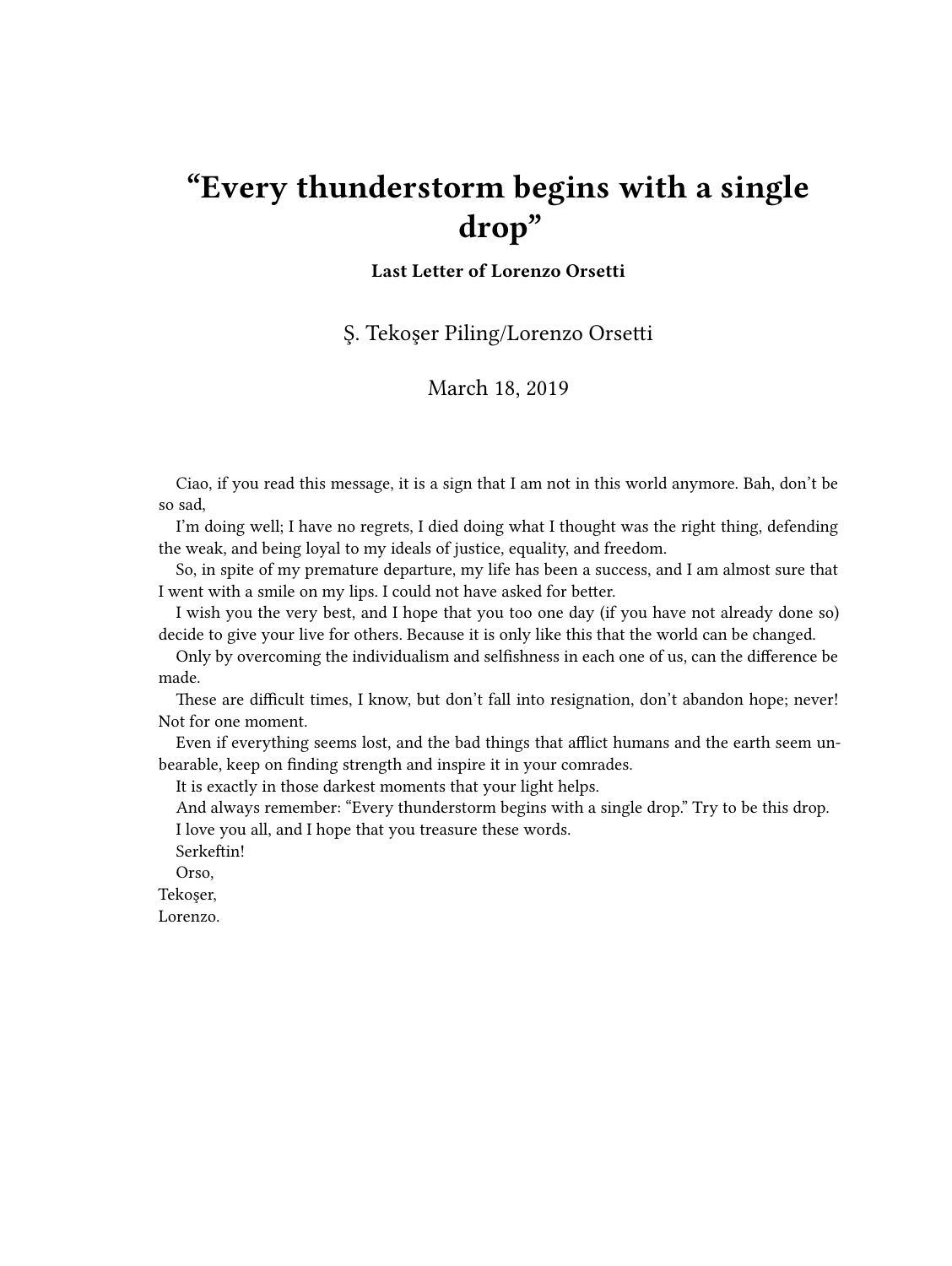# "Every thunderstorm begins with a single drop"

**Last Letter of Lorenzo Orsetti**

Ş. Tekoşer Piling/Lorenzo Orsetti

March 18, 2019

Ciao, if you read this message, it is a sign that I am not in this world anymore. Bah, don't be so sad,

I'm doing well; I have no regrets, I died doing what I thought was the right thing, defending the weak, and being loyal to my ideals of justice, equality, and freedom.

So, in spite of my premature departure, my life has been a success, and I am almost sure that I went with a smile on my lips. I could not have asked for better.

I wish you the very best, and I hope that you too one day (if you have not already done so) decide to give your live for others. Because it is only like this that the world can be changed.

Only by overcoming the individualism and selfishness in each one of us, can the difference be made.

These are difficult times, I know, but don't fall into resignation, don't abandon hope; never! Not for one moment.

Even if everything seems lost, and the bad things that afflict humans and the earth seem unbearable, keep on finding strength and inspire it in your comrades.

It is exactly in those darkest moments that your light helps.

And always remember: "Every thunderstorm begins with a single drop." Try to be this drop.

I love you all, and I hope that you treasure these words.

Serkeftin!

Orso,
Tekoşer,
Lorenzo.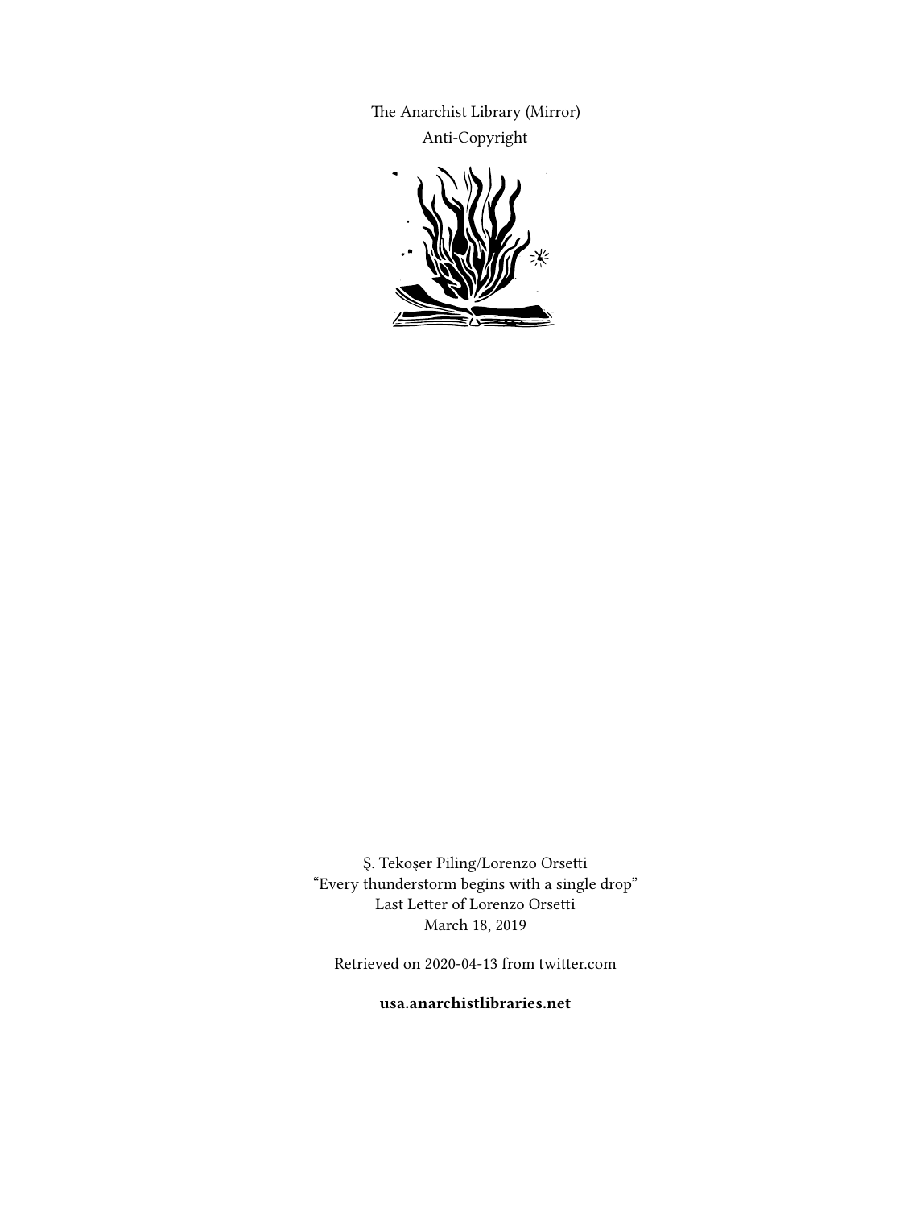The Anarchist Library (Mirror)
Anti-Copyright

Ş. Tekoşer Piling/Lorenzo Orsetti
"Every thunderstorm begins with a single drop"
Last Letter of Lorenzo Orsetti
March 18, 2019

Retrieved on 2020-04-13 from twitter.com

**usa.anarchistlibraries.net**